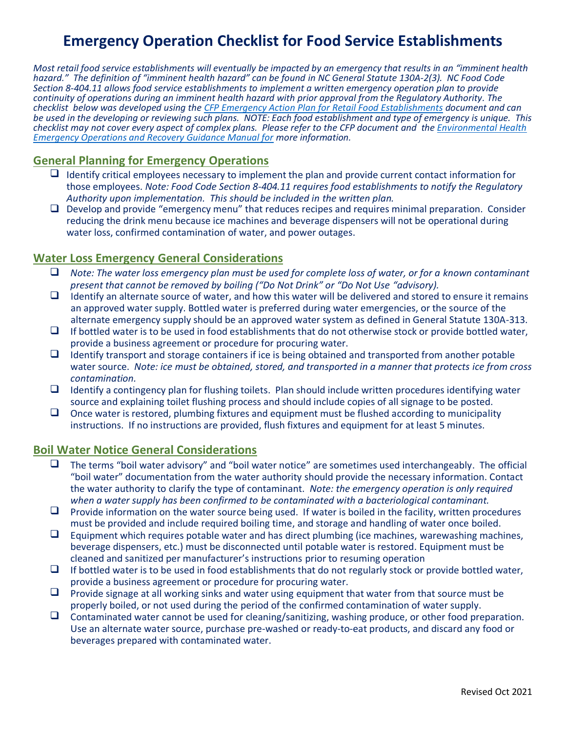# Emergency Operation Checklist for Food Service Establishments

*Most retail food service establishments will eventually be impacted by an emergency that results in an "imminent health hazard." The definition of "imminent health hazard" can be found in NC General Statute 130A-2(3). NC Food Code Section 8-404.11 allows food service establishments to implement a written emergency operation plan to provide continuity of operations during an imminent health hazard with prior approval from the Regulatory Authority. The checklist below was developed using the [CFP Emergency Action Plan for Retail Food Establishments] document and can be used in the developing or reviewing such plans. NOTE: Each food establishment and type of emergency is unique. This checklist may not cover every aspect of complex plans. Please refer to the CFP document and the [Environmental Health Emergency Operations and Recovery Guidance Manual for] more information.*

## General Planning for Emergency Operations

- ❑ Identify critical employees necessary to implement the plan and provide current contact information for those employees. *Note: Food Code Section 8-404.11 requires food establishments to notify the Regulatory Authority upon implementation. This should be included in the written plan.*
- ❑ Develop and provide "emergency menu" that reduces recipes and requires minimal preparation. Consider reducing the drink menu because ice machines and beverage dispensers will not be operational during water loss, confirmed contamination of water, and power outages.

## Water Loss Emergency General Considerations

- ❑ *Note: The water loss emergency plan must be used for complete loss of water, or for a known contaminant present that cannot be removed by boiling ("Do Not Drink" or "Do Not Use "advisory).*
- ❑ Identify an alternate source of water, and how this water will be delivered and stored to ensure it remains an approved water supply. Bottled water is preferred during water emergencies, or the source of the alternate emergency supply should be an approved water system as defined in General Statute 130A-313.
- ❑ If bottled water is to be used in food establishments that do not otherwise stock or provide bottled water, provide a business agreement or procedure for procuring water.
- ❑ Identify transport and storage containers if ice is being obtained and transported from another potable water source. *Note: ice must be obtained, stored, and transported in a manner that protects ice from cross contamination.*
- ❑ Identify a contingency plan for flushing toilets. Plan should include written procedures identifying water source and explaining toilet flushing process and should include copies of all signage to be posted.
- ❑ Once water is restored, plumbing fixtures and equipment must be flushed according to municipality instructions. If no instructions are provided, flush fixtures and equipment for at least 5 minutes.

## Boil Water Notice General Considerations

- ❑ The terms "boil water advisory" and "boil water notice" are sometimes used interchangeably. The official "boil water" documentation from the water authority should provide the necessary information. Contact the water authority to clarify the type of contaminant. *Note: the emergency operation is only required when a water supply has been confirmed to be contaminated with a bacteriological contaminant.*
- ❑ Provide information on the water source being used. If water is boiled in the facility, written procedures must be provided and include required boiling time, and storage and handling of water once boiled.
- ❑ Equipment which requires potable water and has direct plumbing (ice machines, warewashing machines, beverage dispensers, etc.) must be disconnected until potable water is restored. Equipment must be cleaned and sanitized per manufacturer's instructions prior to resuming operation
- ❑ If bottled water is to be used in food establishments that do not regularly stock or provide bottled water, provide a business agreement or procedure for procuring water.
- ❑ Provide signage at all working sinks and water using equipment that water from that source must be properly boiled, or not used during the period of the confirmed contamination of water supply.
- ❑ Contaminated water cannot be used for cleaning/sanitizing, washing produce, or other food preparation. Use an alternate water source, purchase pre-washed or ready-to-eat products, and discard any food or beverages prepared with contaminated water.

Revised Oct 2021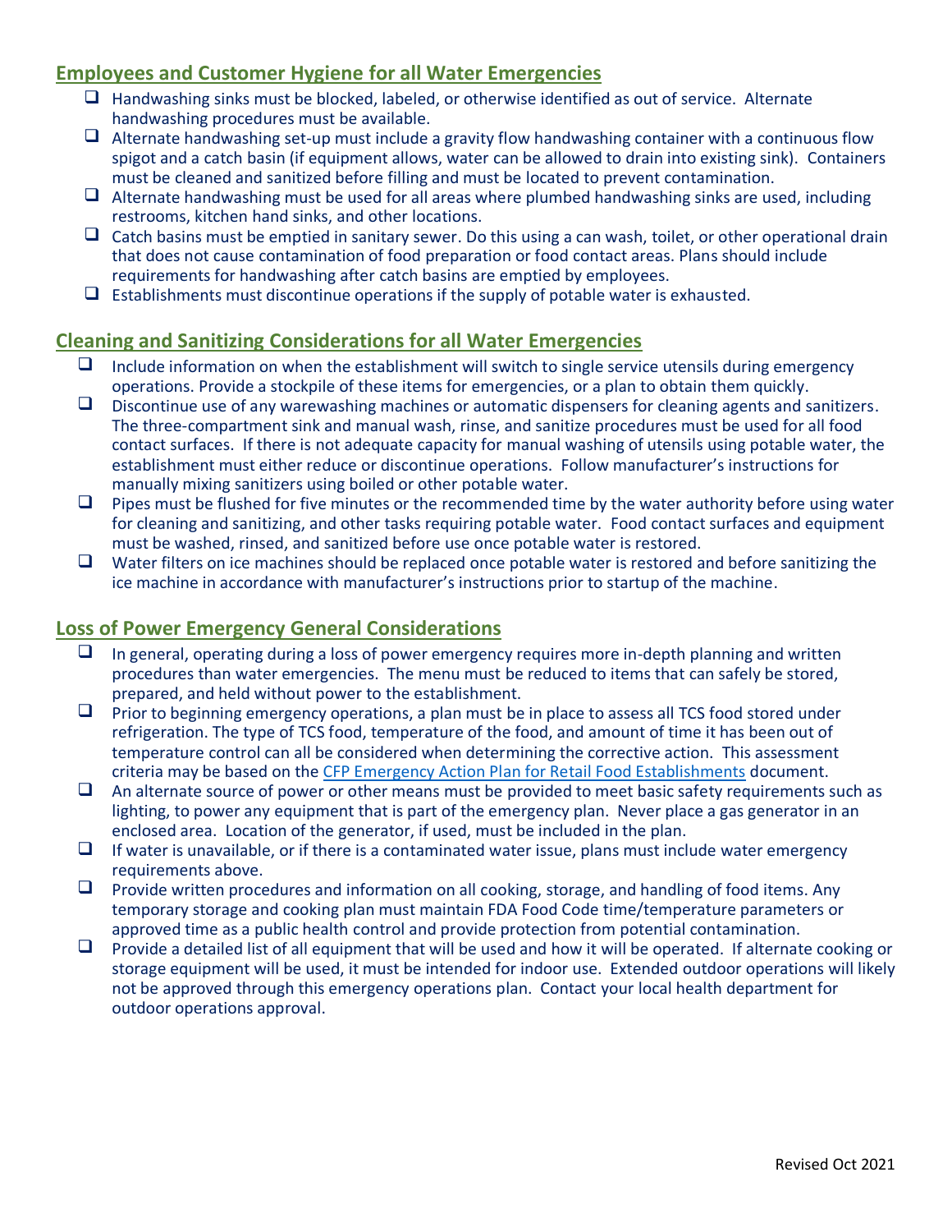## Employees and Customer Hygiene for all Water Emergencies

- ❑ Handwashing sinks must be blocked, labeled, or otherwise identified as out of service. Alternate handwashing procedures must be available.
- ❑ Alternate handwashing set-up must include a gravity flow handwashing container with a continuous flow spigot and a catch basin (if equipment allows, water can be allowed to drain into existing sink). Containers must be cleaned and sanitized before filling and must be located to prevent contamination.
- ❑ Alternate handwashing must be used for all areas where plumbed handwashing sinks are used, including restrooms, kitchen hand sinks, and other locations.
- ❑ Catch basins must be emptied in sanitary sewer. Do this using a can wash, toilet, or other operational drain that does not cause contamination of food preparation or food contact areas. Plans should include requirements for handwashing after catch basins are emptied by employees.
- ❑ Establishments must discontinue operations if the supply of potable water is exhausted.

## Cleaning and Sanitizing Considerations for all Water Emergencies

- ❑ Include information on when the establishment will switch to single service utensils during emergency operations. Provide a stockpile of these items for emergencies, or a plan to obtain them quickly.
- ❑ Discontinue use of any warewashing machines or automatic dispensers for cleaning agents and sanitizers. The three-compartment sink and manual wash, rinse, and sanitize procedures must be used for all food contact surfaces. If there is not adequate capacity for manual washing of utensils using potable water, the establishment must either reduce or discontinue operations. Follow manufacturer's instructions for manually mixing sanitizers using boiled or other potable water.
- ❑ Pipes must be flushed for five minutes or the recommended time by the water authority before using water for cleaning and sanitizing, and other tasks requiring potable water. Food contact surfaces and equipment must be washed, rinsed, and sanitized before use once potable water is restored.
- ❑ Water filters on ice machines should be replaced once potable water is restored and before sanitizing the ice machine in accordance with manufacturer's instructions prior to startup of the machine.

## Loss of Power Emergency General Considerations

- ❑ In general, operating during a loss of power emergency requires more in-depth planning and written procedures than water emergencies. The menu must be reduced to items that can safely be stored, prepared, and held without power to the establishment.
- ❑ Prior to beginning emergency operations, a plan must be in place to assess all TCS food stored under refrigeration. The type of TCS food, temperature of the food, and amount of time it has been out of temperature control can all be considered when determining the corrective action. This assessment criteria may be based on the CFP Emergency Action Plan for Retail Food Establishments document.
- ❑ An alternate source of power or other means must be provided to meet basic safety requirements such as lighting, to power any equipment that is part of the emergency plan. Never place a gas generator in an enclosed area. Location of the generator, if used, must be included in the plan.
- ❑ If water is unavailable, or if there is a contaminated water issue, plans must include water emergency requirements above.
- ❑ Provide written procedures and information on all cooking, storage, and handling of food items. Any temporary storage and cooking plan must maintain FDA Food Code time/temperature parameters or approved time as a public health control and provide protection from potential contamination.
- ❑ Provide a detailed list of all equipment that will be used and how it will be operated. If alternate cooking or storage equipment will be used, it must be intended for indoor use. Extended outdoor operations will likely not be approved through this emergency operations plan. Contact your local health department for outdoor operations approval.

Revised Oct 2021